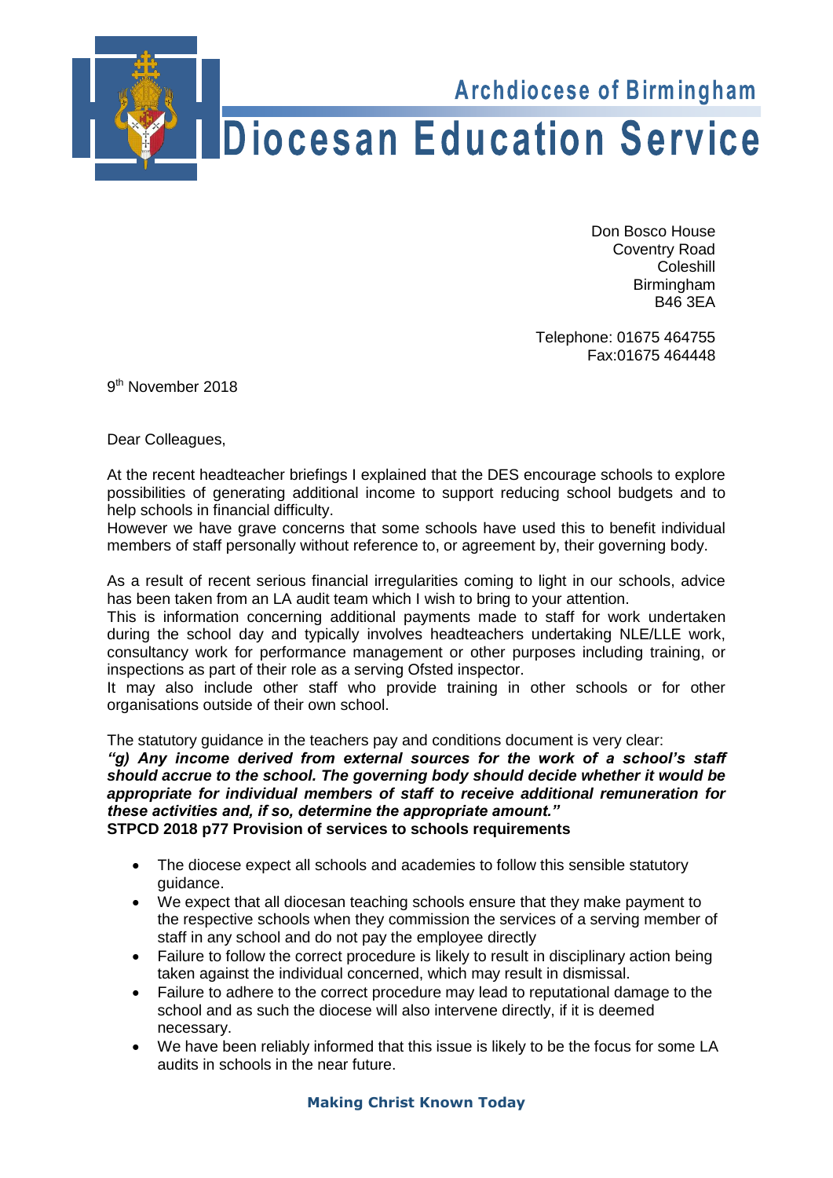# Archdiocese of Birmingham

# Diocesan Education Service

Don Bosco House
Coventry Road
Coleshill
Birmingham
B46 3EA

Telephone: 01675 464755
Fax:01675 464448

9th November 2018

Dear Colleagues,

At the recent headteacher briefings I explained that the DES encourage schools to explore possibilities of generating additional income to support reducing school budgets and to help schools in financial difficulty.
However we have grave concerns that some schools have used this to benefit individual members of staff personally without reference to, or agreement by, their governing body.

As a result of recent serious financial irregularities coming to light in our schools, advice has been taken from an LA audit team which I wish to bring to your attention.
This is information concerning additional payments made to staff for work undertaken during the school day and typically involves headteachers undertaking NLE/LLE work, consultancy work for performance management or other purposes including training, or inspections as part of their role as a serving Ofsted inspector.
It may also include other staff who provide training in other schools or for other organisations outside of their own school.

The statutory guidance in the teachers pay and conditions document is very clear:
***"g) Any income derived from external sources for the work of a school's staff should accrue to the school. The governing body should decide whether it would be appropriate for individual members of staff to receive additional remuneration for these activities and, if so, determine the appropriate amount."***
**STPCD 2018 p77 Provision of services to schools requirements**

- The diocese expect all schools and academies to follow this sensible statutory guidance.
- We expect that all diocesan teaching schools ensure that they make payment to the respective schools when they commission the services of a serving member of staff in any school and do not pay the employee directly
- Failure to follow the correct procedure is likely to result in disciplinary action being taken against the individual concerned, which may result in dismissal.
- Failure to adhere to the correct procedure may lead to reputational damage to the school and as such the diocese will also intervene directly, if it is deemed necessary.
- We have been reliably informed that this issue is likely to be the focus for some LA audits in schools in the near future.

**Making Christ Known Today**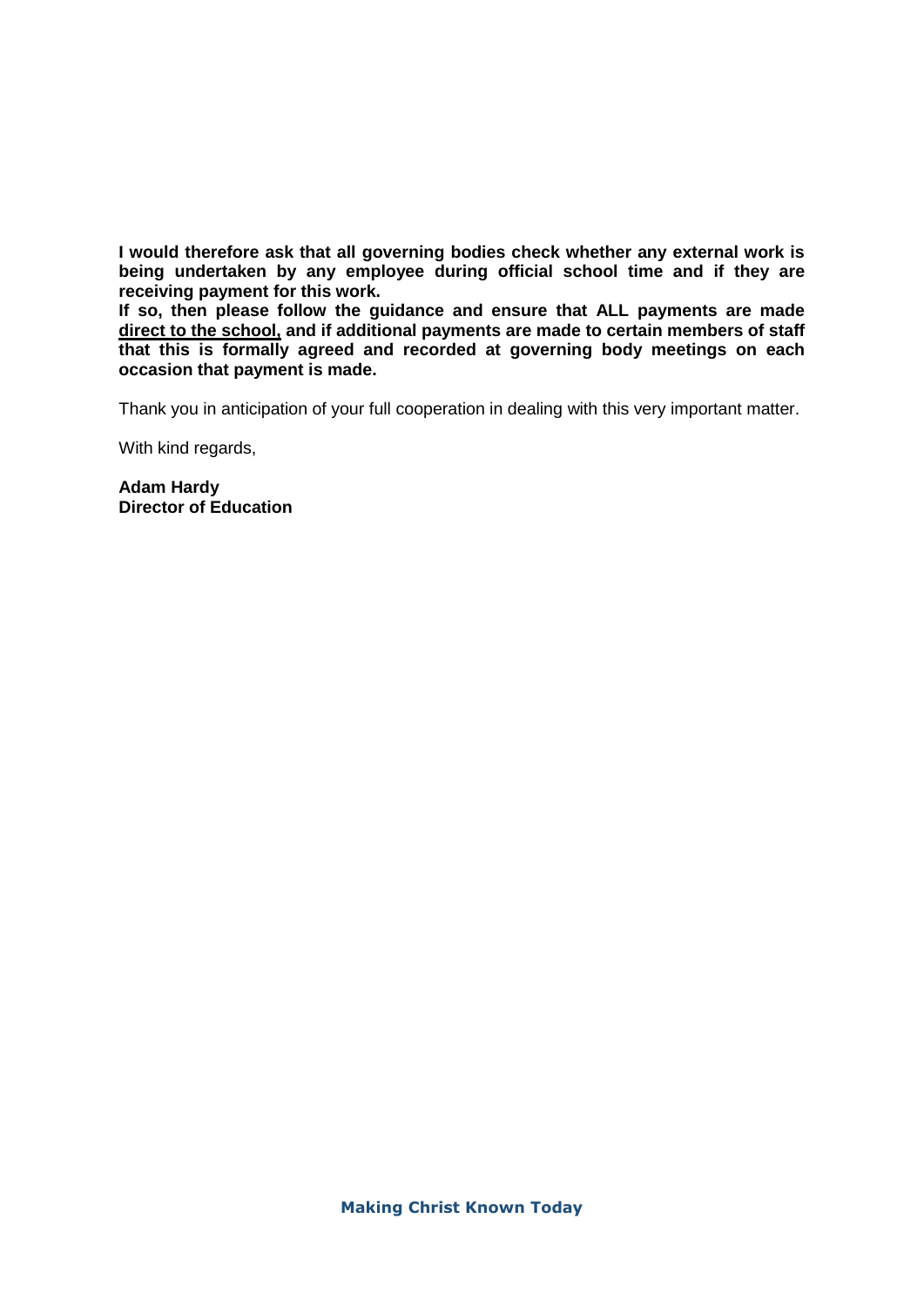**I would therefore ask that all governing bodies check whether any external work is being undertaken by any employee during official school time and if they are receiving payment for this work.**

**If so, then please follow the guidance and ensure that ALL payments are made <u>direct to the school,</u> and if additional payments are made to certain members of staff that this is formally agreed and recorded at governing body meetings on each occasion that payment is made.**

Thank you in anticipation of your full cooperation in dealing with this very important matter.

With kind regards,

**Adam Hardy**
**Director of Education**